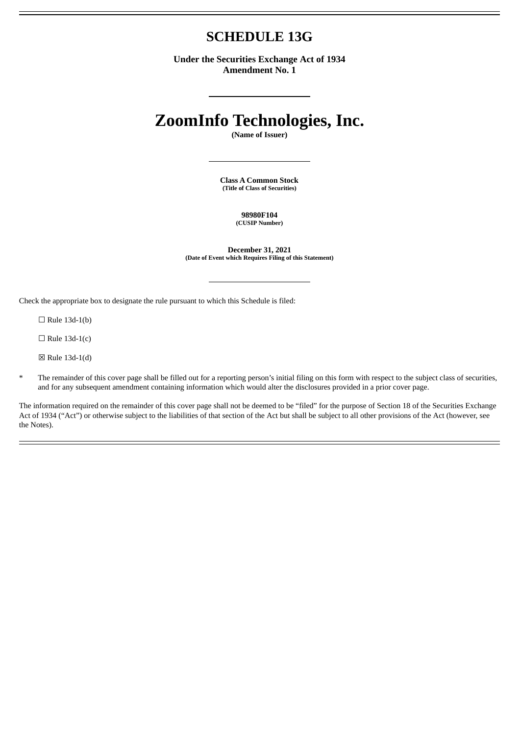# SCHEDULE 13G

**Under the Securities Exchange Act of 1934**
**Amendment No. 1**

# ZoomInfo Technologies, Inc.

**(Name of Issuer)**

**Class A Common Stock**
**(Title of Class of Securities)**

**98980F104**
**(CUSIP Number)**

**December 31, 2021**
**(Date of Event which Requires Filing of this Statement)**

Check the appropriate box to designate the rule pursuant to which this Schedule is filed:

☐ Rule 13d-1(b)

☐ Rule 13d-1(c)

☒ Rule 13d-1(d)

\* The remainder of this cover page shall be filled out for a reporting person's initial filing on this form with respect to the subject class of securities, and for any subsequent amendment containing information which would alter the disclosures provided in a prior cover page.

The information required on the remainder of this cover page shall not be deemed to be "filed" for the purpose of Section 18 of the Securities Exchange Act of 1934 ("Act") or otherwise subject to the liabilities of that section of the Act but shall be subject to all other provisions of the Act (however, see the Notes).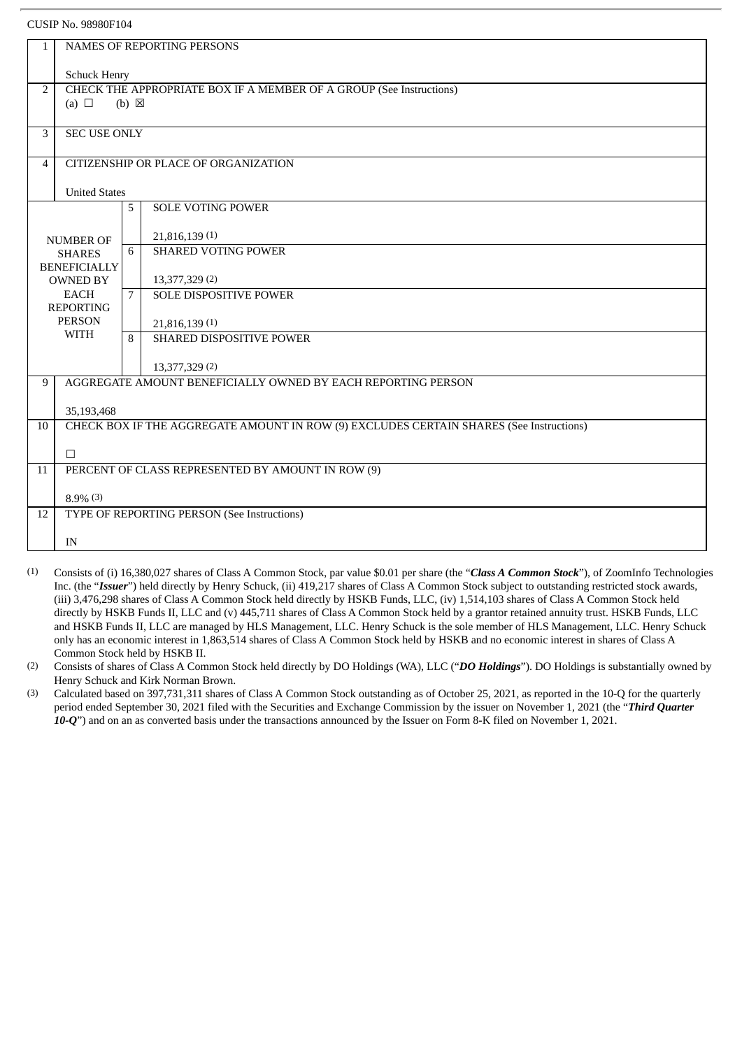CUSIP No. 98980F104

| 1 | NAMES OF REPORTING PERSONS<br><br>Schuck Henry | | |
|---|---|---|---|
| 2 | CHECK THE APPROPRIATE BOX IF A MEMBER OF A GROUP (See Instructions)<br>(a) ☐ (b) ☒ | | |
| 3 | SEC USE ONLY | | |
| 4 | CITIZENSHIP OR PLACE OF ORGANIZATION<br><br>United States | | |
| NUMBER OF SHARES BENEFICIALLY OWNED BY EACH REPORTING PERSON WITH | 5 | SOLE VOTING POWER<br><br>21,816,139 (1) | |
| | 6 | SHARED VOTING POWER<br><br>13,377,329 (2) | |
| | 7 | SOLE DISPOSITIVE POWER<br><br>21,816,139 (1) | |
| | 8 | SHARED DISPOSITIVE POWER<br><br>13,377,329 (2) | |
| 9 | AGGREGATE AMOUNT BENEFICIALLY OWNED BY EACH REPORTING PERSON<br><br>35,193,468 | | |
| 10 | CHECK BOX IF THE AGGREGATE AMOUNT IN ROW (9) EXCLUDES CERTAIN SHARES (See Instructions)<br><br>☐ | | |
| 11 | PERCENT OF CLASS REPRESENTED BY AMOUNT IN ROW (9)<br><br>8.9% (3) | | |
| 12 | TYPE OF REPORTING PERSON (See Instructions)<br><br>IN | | |

(1) Consists of (i) 16,380,027 shares of Class A Common Stock, par value $0.01 per share (the "***Class A Common Stock***"), of ZoomInfo Technologies Inc. (the "***Issuer***") held directly by Henry Schuck, (ii) 419,217 shares of Class A Common Stock subject to outstanding restricted stock awards, (iii) 3,476,298 shares of Class A Common Stock held directly by HSKB Funds, LLC, (iv) 1,514,103 shares of Class A Common Stock held directly by HSKB Funds II, LLC and (v) 445,711 shares of Class A Common Stock held by a grantor retained annuity trust. HSKB Funds, LLC and HSKB Funds II, LLC are managed by HLS Management, LLC. Henry Schuck is the sole member of HLS Management, LLC. Henry Schuck only has an economic interest in 1,863,514 shares of Class A Common Stock held by HSKB and no economic interest in shares of Class A Common Stock held by HSKB II.

(2) Consists of shares of Class A Common Stock held directly by DO Holdings (WA), LLC ("***DO Holdings***"). DO Holdings is substantially owned by Henry Schuck and Kirk Norman Brown.

(3) Calculated based on 397,731,311 shares of Class A Common Stock outstanding as of October 25, 2021, as reported in the 10-Q for the quarterly period ended September 30, 2021 filed with the Securities and Exchange Commission by the issuer on November 1, 2021 (the "***Third Quarter 10-Q***") and on an as converted basis under the transactions announced by the Issuer on Form 8-K filed on November 1, 2021.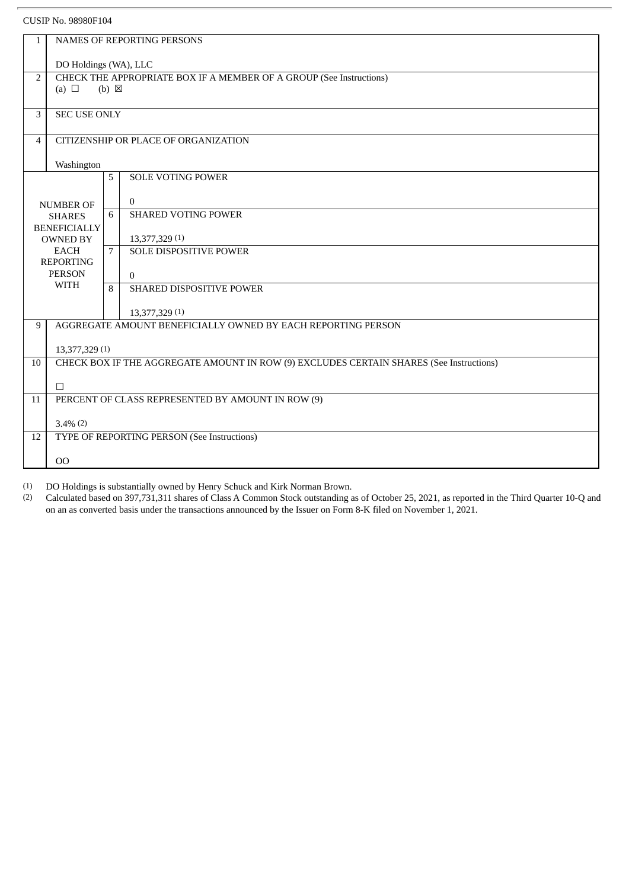CUSIP No. 98980F104

| 1 | NAMES OF REPORTING PERSONS<br><br>DO Holdings (WA), LLC | | |
|---|---|---|---|
| 2 | CHECK THE APPROPRIATE BOX IF A MEMBER OF A GROUP (See Instructions)<br>(a) ☐ (b) ☒ | | |
| 3 | SEC USE ONLY | | |
| 4 | CITIZENSHIP OR PLACE OF ORGANIZATION<br><br>Washington | | |
| NUMBER OF SHARES BENEFICIALLY OWNED BY EACH REPORTING PERSON WITH | | 5 | SOLE VOTING POWER<br><br>0 |
| | | 6 | SHARED VOTING POWER<br><br>13,377,329 (1) |
| | | 7 | SOLE DISPOSITIVE POWER<br><br>0 |
| | | 8 | SHARED DISPOSITIVE POWER<br><br>13,377,329 (1) |
| 9 | AGGREGATE AMOUNT BENEFICIALLY OWNED BY EACH REPORTING PERSON<br><br>13,377,329 (1) | | |
| 10 | CHECK BOX IF THE AGGREGATE AMOUNT IN ROW (9) EXCLUDES CERTAIN SHARES (See Instructions)<br><br>☐ | | |
| 11 | PERCENT OF CLASS REPRESENTED BY AMOUNT IN ROW (9)<br><br>3.4% (2) | | |
| 12 | TYPE OF REPORTING PERSON (See Instructions)<br><br>OO | | |

(1) DO Holdings is substantially owned by Henry Schuck and Kirk Norman Brown.

(2) Calculated based on 397,731,311 shares of Class A Common Stock outstanding as of October 25, 2021, as reported in the Third Quarter 10-Q and on an as converted basis under the transactions announced by the Issuer on Form 8-K filed on November 1, 2021.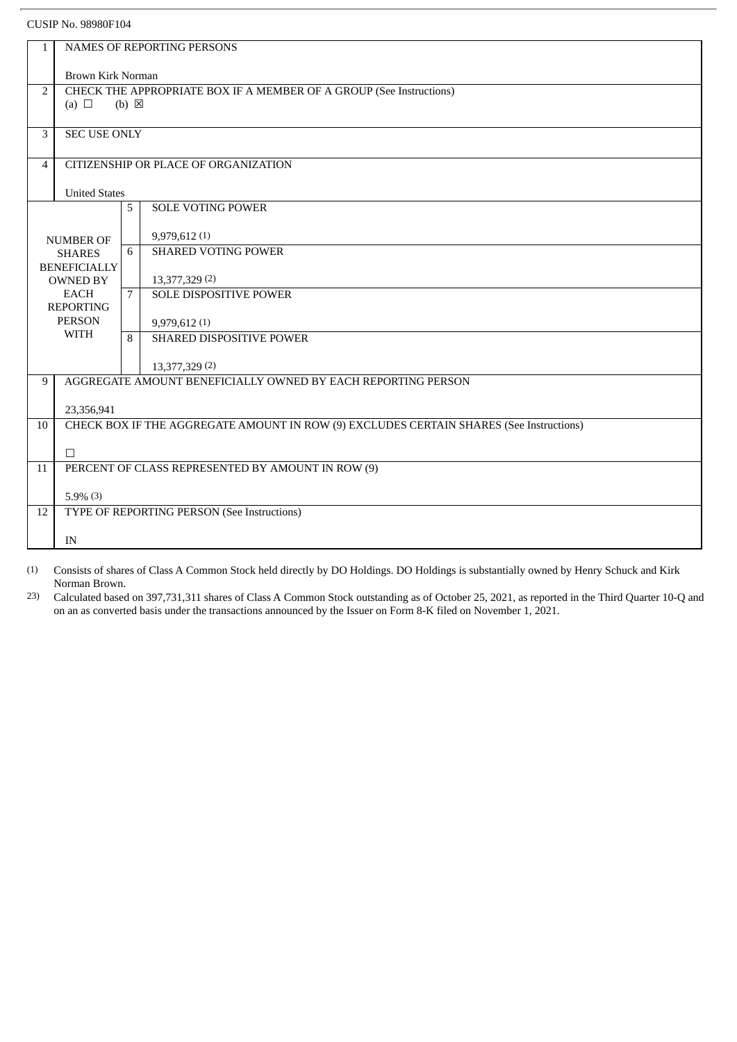CUSIP No. 98980F104

| | | | |
|---|---|---|---|
| 1 | NAMES OF REPORTING PERSONS<br><br>Brown Kirk Norman | | |
| 2 | CHECK THE APPROPRIATE BOX IF A MEMBER OF A GROUP (See Instructions)<br>(a) ☐ (b) ☒ | | |
| 3 | SEC USE ONLY | | |
| 4 | CITIZENSHIP OR PLACE OF ORGANIZATION<br><br>United States | | |
| NUMBER OF SHARES BENEFICIALLY OWNED BY EACH REPORTING PERSON WITH | 5 | SOLE VOTING POWER<br><br>9,979,612 (1) | |
| | 6 | SHARED VOTING POWER<br><br>13,377,329 (2) | |
| | 7 | SOLE DISPOSITIVE POWER<br><br>9,979,612 (1) | |
| | 8 | SHARED DISPOSITIVE POWER<br><br>13,377,329 (2) | |
| 9 | AGGREGATE AMOUNT BENEFICIALLY OWNED BY EACH REPORTING PERSON<br><br>23,356,941 | | |
| 10 | CHECK BOX IF THE AGGREGATE AMOUNT IN ROW (9) EXCLUDES CERTAIN SHARES (See Instructions)<br><br>☐ | | |
| 11 | PERCENT OF CLASS REPRESENTED BY AMOUNT IN ROW (9)<br><br>5.9% (3) | | |
| 12 | TYPE OF REPORTING PERSON (See Instructions)<br><br>IN | | |

(1) Consists of shares of Class A Common Stock held directly by DO Holdings. DO Holdings is substantially owned by Henry Schuck and Kirk Norman Brown.

23) Calculated based on 397,731,311 shares of Class A Common Stock outstanding as of October 25, 2021, as reported in the Third Quarter 10-Q and on an as converted basis under the transactions announced by the Issuer on Form 8-K filed on November 1, 2021.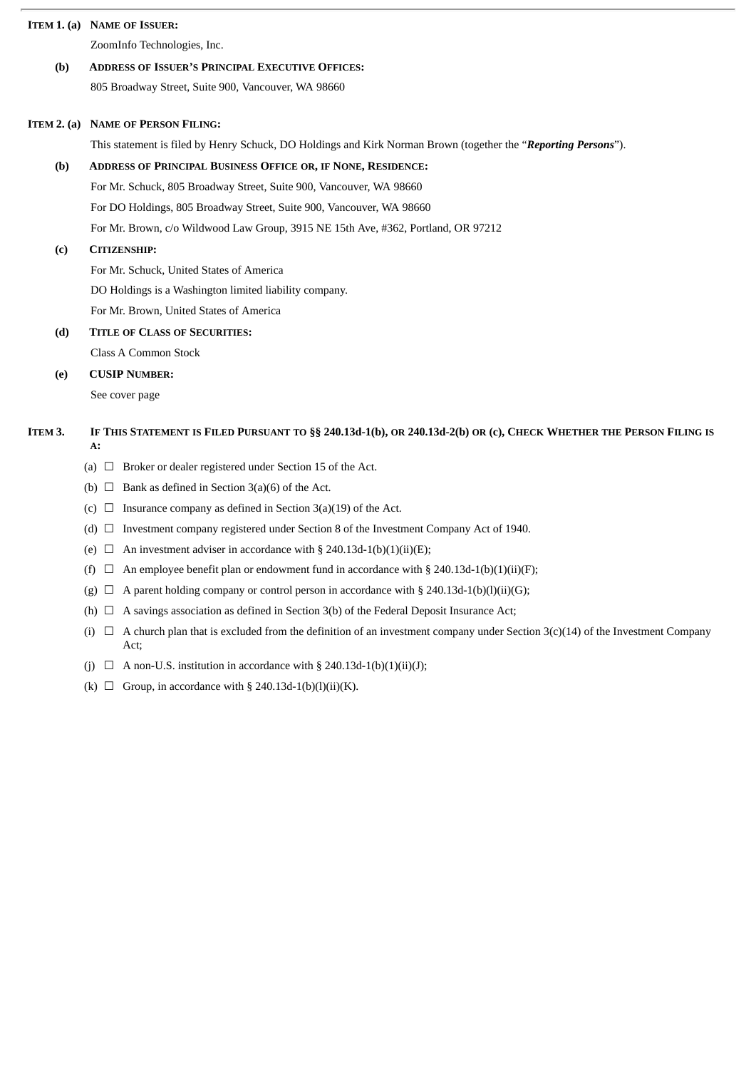**ITEM 1. (a) NAME OF ISSUER:**

ZoomInfo Technologies, Inc.

**(b) ADDRESS OF ISSUER'S PRINCIPAL EXECUTIVE OFFICES:**

805 Broadway Street, Suite 900, Vancouver, WA 98660

**ITEM 2. (a) NAME OF PERSON FILING:**

This statement is filed by Henry Schuck, DO Holdings and Kirk Norman Brown (together the "***Reporting Persons***").

**(b) ADDRESS OF PRINCIPAL BUSINESS OFFICE OR, IF NONE, RESIDENCE:**

For Mr. Schuck, 805 Broadway Street, Suite 900, Vancouver, WA 98660

For DO Holdings, 805 Broadway Street, Suite 900, Vancouver, WA 98660

For Mr. Brown, c/o Wildwood Law Group, 3915 NE 15th Ave, #362, Portland, OR 97212

**(c) CITIZENSHIP:**

For Mr. Schuck, United States of America

DO Holdings is a Washington limited liability company.

For Mr. Brown, United States of America

**(d) TITLE OF CLASS OF SECURITIES:**

Class A Common Stock

**(e) CUSIP NUMBER:**

See cover page

**ITEM 3. IF THIS STATEMENT IS FILED PURSUANT TO §§ 240.13d-1(b), OR 240.13d-2(b) OR (c), CHECK WHETHER THE PERSON FILING IS A:**

(a) ☐ Broker or dealer registered under Section 15 of the Act.

(b) ☐ Bank as defined in Section 3(a)(6) of the Act.

(c) ☐ Insurance company as defined in Section 3(a)(19) of the Act.

(d) ☐ Investment company registered under Section 8 of the Investment Company Act of 1940.

(e) ☐ An investment adviser in accordance with § 240.13d-1(b)(1)(ii)(E);

(f) ☐ An employee benefit plan or endowment fund in accordance with § 240.13d-1(b)(1)(ii)(F);

(g) ☐ A parent holding company or control person in accordance with § 240.13d-1(b)(l)(ii)(G);

(h) ☐ A savings association as defined in Section 3(b) of the Federal Deposit Insurance Act;

(i) ☐ A church plan that is excluded from the definition of an investment company under Section 3(c)(14) of the Investment Company Act;

(j) ☐ A non-U.S. institution in accordance with § 240.13d-1(b)(1)(ii)(J);

(k) ☐ Group, in accordance with § 240.13d-1(b)(l)(ii)(K).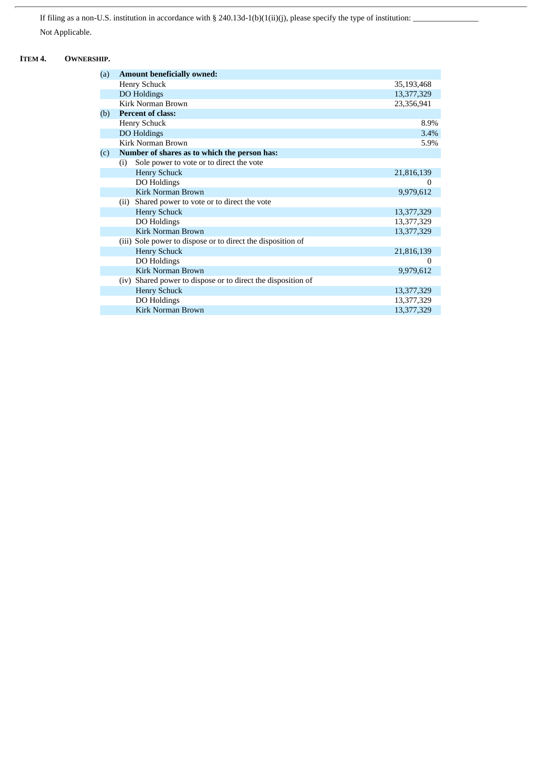If filing as a non-U.S. institution in accordance with § 240.13d-1(b)(1(ii)(j), please specify the type of institution: ________________

Not Applicable.

**ITEM 4. OWNERSHIP.**

| | | |
|---|---|---|
| (a) | **Amount beneficially owned:** | |
| | Henry Schuck | 35,193,468 |
| | DO Holdings | 13,377,329 |
| | Kirk Norman Brown | 23,356,941 |
| (b) | **Percent of class:** | |
| | Henry Schuck | 8.9% |
| | DO Holdings | 3.4% |
| | Kirk Norman Brown | 5.9% |
| (c) | **Number of shares as to which the person has:** | |
| | (i) Sole power to vote or to direct the vote | |
| | Henry Schuck | 21,816,139 |
| | DO Holdings | 0 |
| | Kirk Norman Brown | 9,979,612 |
| | (ii) Shared power to vote or to direct the vote | |
| | Henry Schuck | 13,377,329 |
| | DO Holdings | 13,377,329 |
| | Kirk Norman Brown | 13,377,329 |
| | (iii) Sole power to dispose or to direct the disposition of | |
| | Henry Schuck | 21,816,139 |
| | DO Holdings | 0 |
| | Kirk Norman Brown | 9,979,612 |
| | (iv) Shared power to dispose or to direct the disposition of | |
| | Henry Schuck | 13,377,329 |
| | DO Holdings | 13,377,329 |
| | Kirk Norman Brown | 13,377,329 |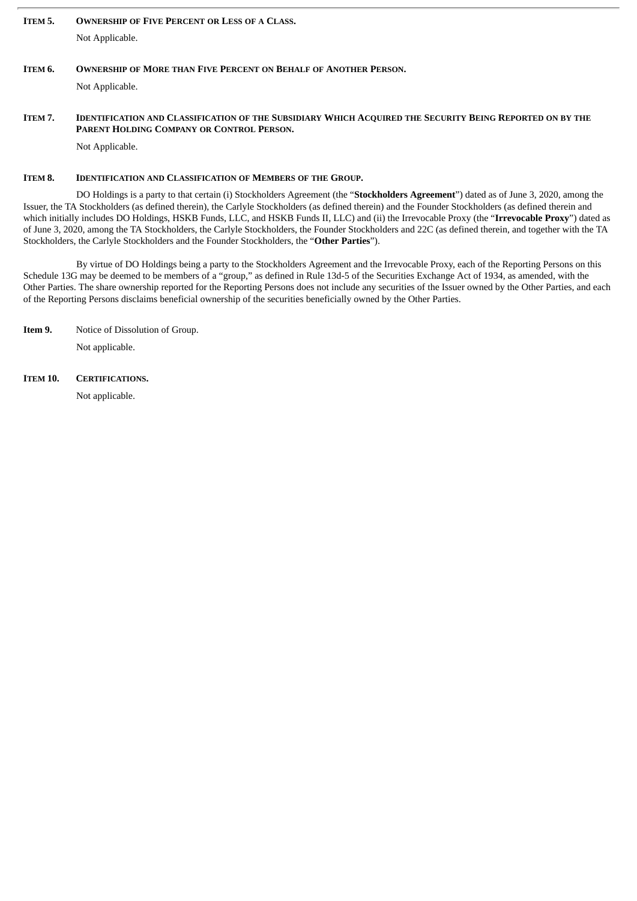**ITEM 5. OWNERSHIP OF FIVE PERCENT OR LESS OF A CLASS.**

Not Applicable.

**ITEM 6. OWNERSHIP OF MORE THAN FIVE PERCENT ON BEHALF OF ANOTHER PERSON.**

Not Applicable.

**ITEM 7. IDENTIFICATION AND CLASSIFICATION OF THE SUBSIDIARY WHICH ACQUIRED THE SECURITY BEING REPORTED ON BY THE PARENT HOLDING COMPANY OR CONTROL PERSON.**

Not Applicable.

**ITEM 8. IDENTIFICATION AND CLASSIFICATION OF MEMBERS OF THE GROUP.**

DO Holdings is a party to that certain (i) Stockholders Agreement (the "**Stockholders Agreement**") dated as of June 3, 2020, among the Issuer, the TA Stockholders (as defined therein), the Carlyle Stockholders (as defined therein) and the Founder Stockholders (as defined therein and which initially includes DO Holdings, HSKB Funds, LLC, and HSKB Funds II, LLC) and (ii) the Irrevocable Proxy (the "**Irrevocable Proxy**") dated as of June 3, 2020, among the TA Stockholders, the Carlyle Stockholders, the Founder Stockholders and 22C (as defined therein, and together with the TA Stockholders, the Carlyle Stockholders and the Founder Stockholders, the "**Other Parties**").

By virtue of DO Holdings being a party to the Stockholders Agreement and the Irrevocable Proxy, each of the Reporting Persons on this Schedule 13G may be deemed to be members of a "group," as defined in Rule 13d-5 of the Securities Exchange Act of 1934, as amended, with the Other Parties. The share ownership reported for the Reporting Persons does not include any securities of the Issuer owned by the Other Parties, and each of the Reporting Persons disclaims beneficial ownership of the securities beneficially owned by the Other Parties.

**Item 9.** Notice of Dissolution of Group.

Not applicable.

**ITEM 10. CERTIFICATIONS.**

Not applicable.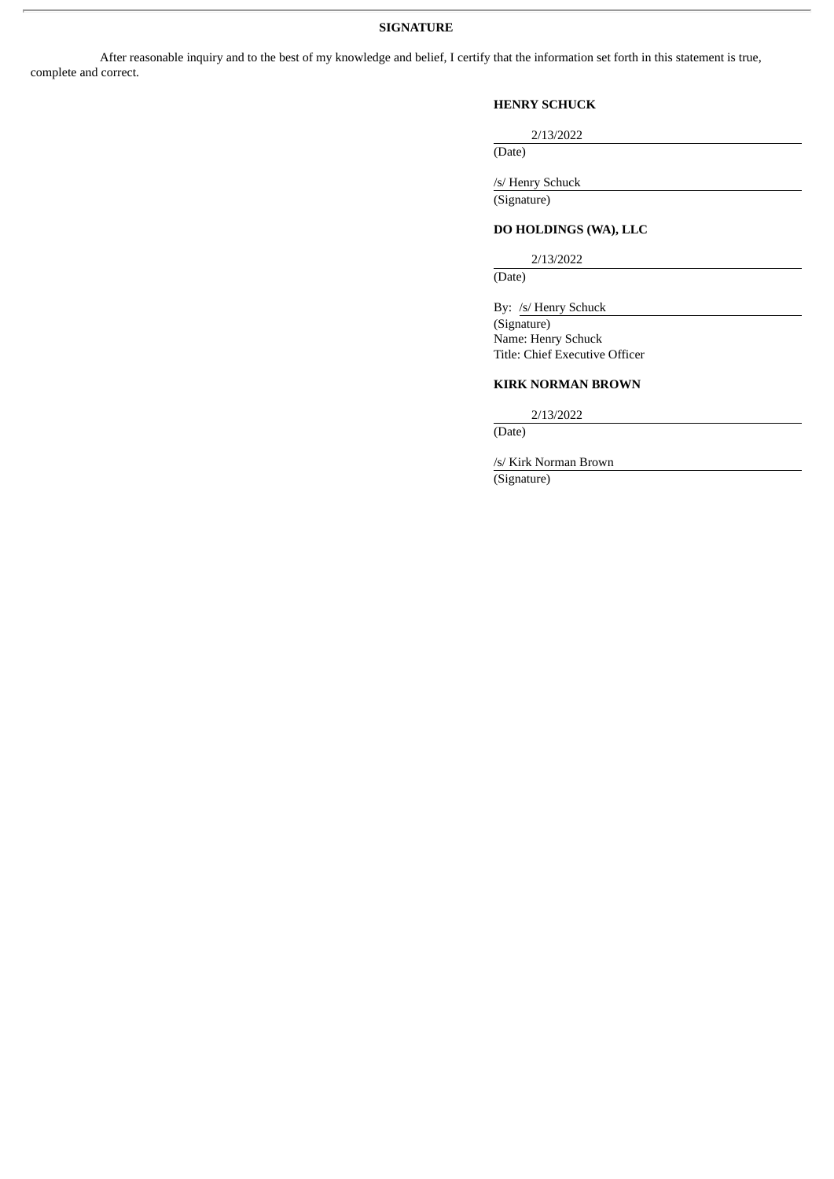## SIGNATURE

After reasonable inquiry and to the best of my knowledge and belief, I certify that the information set forth in this statement is true, complete and correct.

**HENRY SCHUCK**

2/13/2022
(Date)

/s/ Henry Schuck
(Signature)

**DO HOLDINGS (WA), LLC**

2/13/2022
(Date)

By: /s/ Henry Schuck
(Signature)
Name: Henry Schuck
Title: Chief Executive Officer

**KIRK NORMAN BROWN**

2/13/2022
(Date)

/s/ Kirk Norman Brown
(Signature)